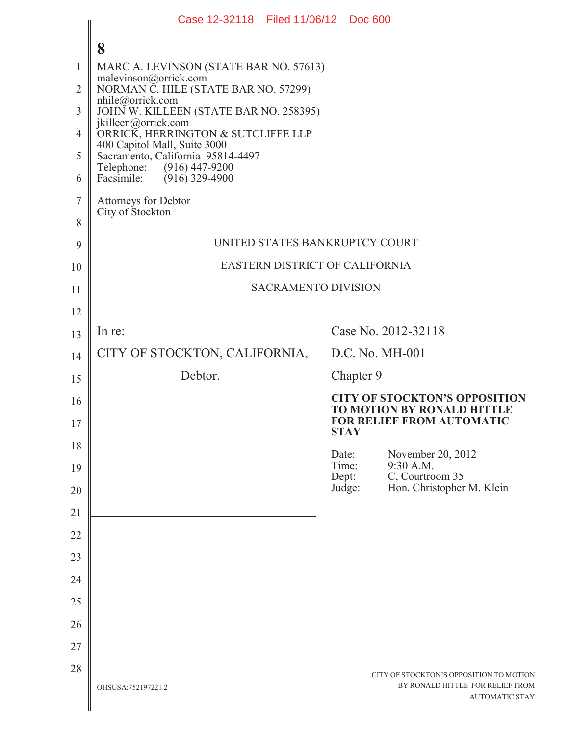MARC A. LEVINSON (STATE BAR NO. 57613)
malevinson@orrick.com
NORMAN C. HILE (STATE BAR NO. 57299)
nhile@orrick.com
JOHN W. KILLEEN (STATE BAR NO. 258395)
jkilleen@orrick.com
ORRICK, HERRINGTON & SUTCLIFFE LLP
400 Capitol Mall, Suite 3000
Sacramento, California 95814-4497
Telephone: (916) 447-9200
Facsimile: (916) 329-4900

Attorneys for Debtor
City of Stockton

UNITED STATES BANKRUPTCY COURT

EASTERN DISTRICT OF CALIFORNIA

SACRAMENTO DIVISION

In re:

CITY OF STOCKTON, CALIFORNIA,

Debtor.

Case No. 2012-32118

D.C. No. MH-001

Chapter 9

**CITY OF STOCKTON'S OPPOSITION TO MOTION BY RONALD HITTLE FOR RELIEF FROM AUTOMATIC STAY**

Date: November 20, 2012
Time: 9:30 A.M.
Dept: C, Courtroom 35
Judge: Hon. Christopher M. Klein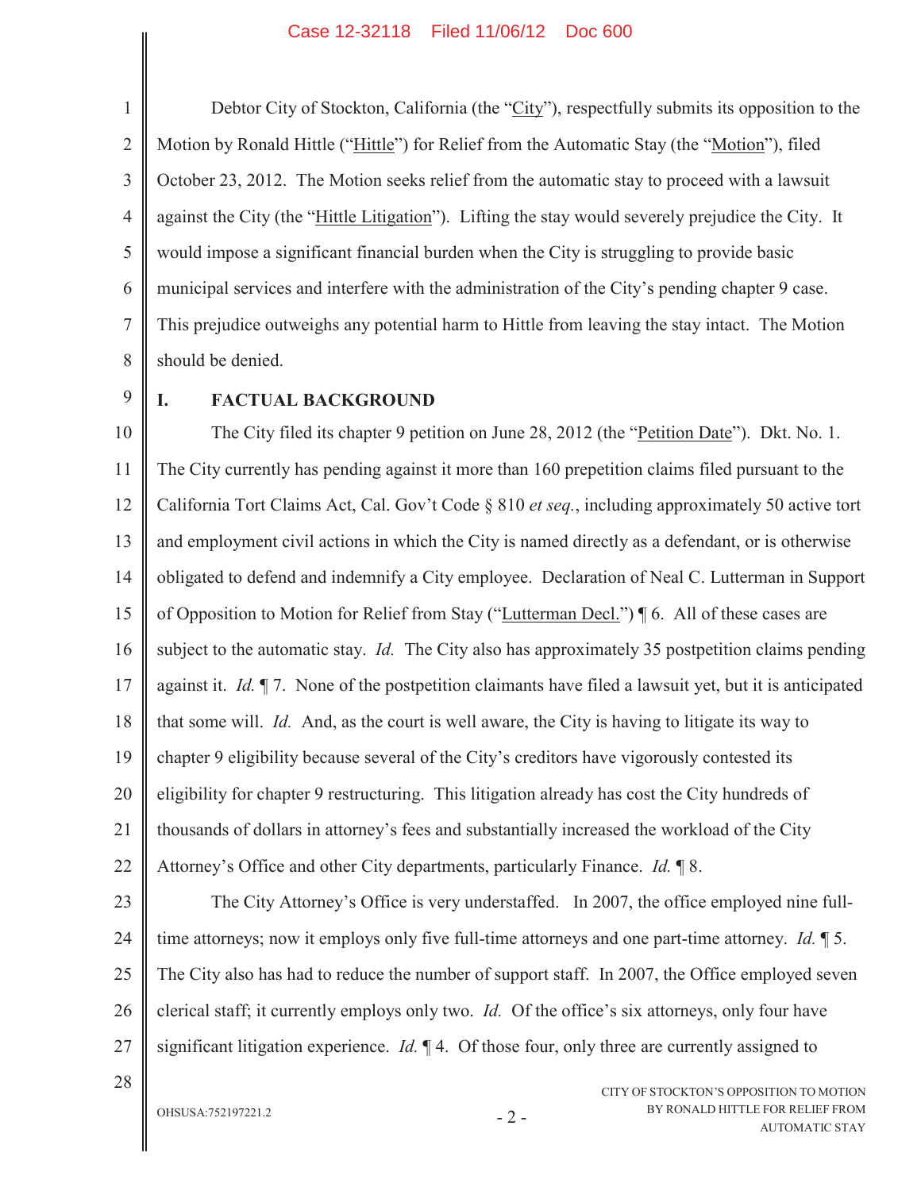Debtor City of Stockton, California (the "City"), respectfully submits its opposition to the Motion by Ronald Hittle ("Hittle") for Relief from the Automatic Stay (the "Motion"), filed October 23, 2012. The Motion seeks relief from the automatic stay to proceed with a lawsuit against the City (the "Hittle Litigation"). Lifting the stay would severely prejudice the City. It would impose a significant financial burden when the City is struggling to provide basic municipal services and interfere with the administration of the City's pending chapter 9 case. This prejudice outweighs any potential harm to Hittle from leaving the stay intact. The Motion should be denied.

## I. FACTUAL BACKGROUND

The City filed its chapter 9 petition on June 28, 2012 (the "Petition Date"). Dkt. No. 1. The City currently has pending against it more than 160 prepetition claims filed pursuant to the California Tort Claims Act, Cal. Gov't Code § 810 *et seq.*, including approximately 50 active tort and employment civil actions in which the City is named directly as a defendant, or is otherwise obligated to defend and indemnify a City employee. Declaration of Neal C. Lutterman in Support of Opposition to Motion for Relief from Stay ("Lutterman Decl.") ¶ 6. All of these cases are subject to the automatic stay. *Id.* The City also has approximately 35 postpetition claims pending against it. *Id.* ¶ 7. None of the postpetition claimants have filed a lawsuit yet, but it is anticipated that some will. *Id.* And, as the court is well aware, the City is having to litigate its way to chapter 9 eligibility because several of the City's creditors have vigorously contested its eligibility for chapter 9 restructuring. This litigation already has cost the City hundreds of thousands of dollars in attorney's fees and substantially increased the workload of the City Attorney's Office and other City departments, particularly Finance. *Id.* ¶ 8.

The City Attorney's Office is very understaffed. In 2007, the office employed nine full-time attorneys; now it employs only five full-time attorneys and one part-time attorney. *Id.* ¶ 5. The City also has had to reduce the number of support staff. In 2007, the Office employed seven clerical staff; it currently employs only two. *Id.* Of the office's six attorneys, only four have significant litigation experience. *Id.* ¶ 4. Of those four, only three are currently assigned to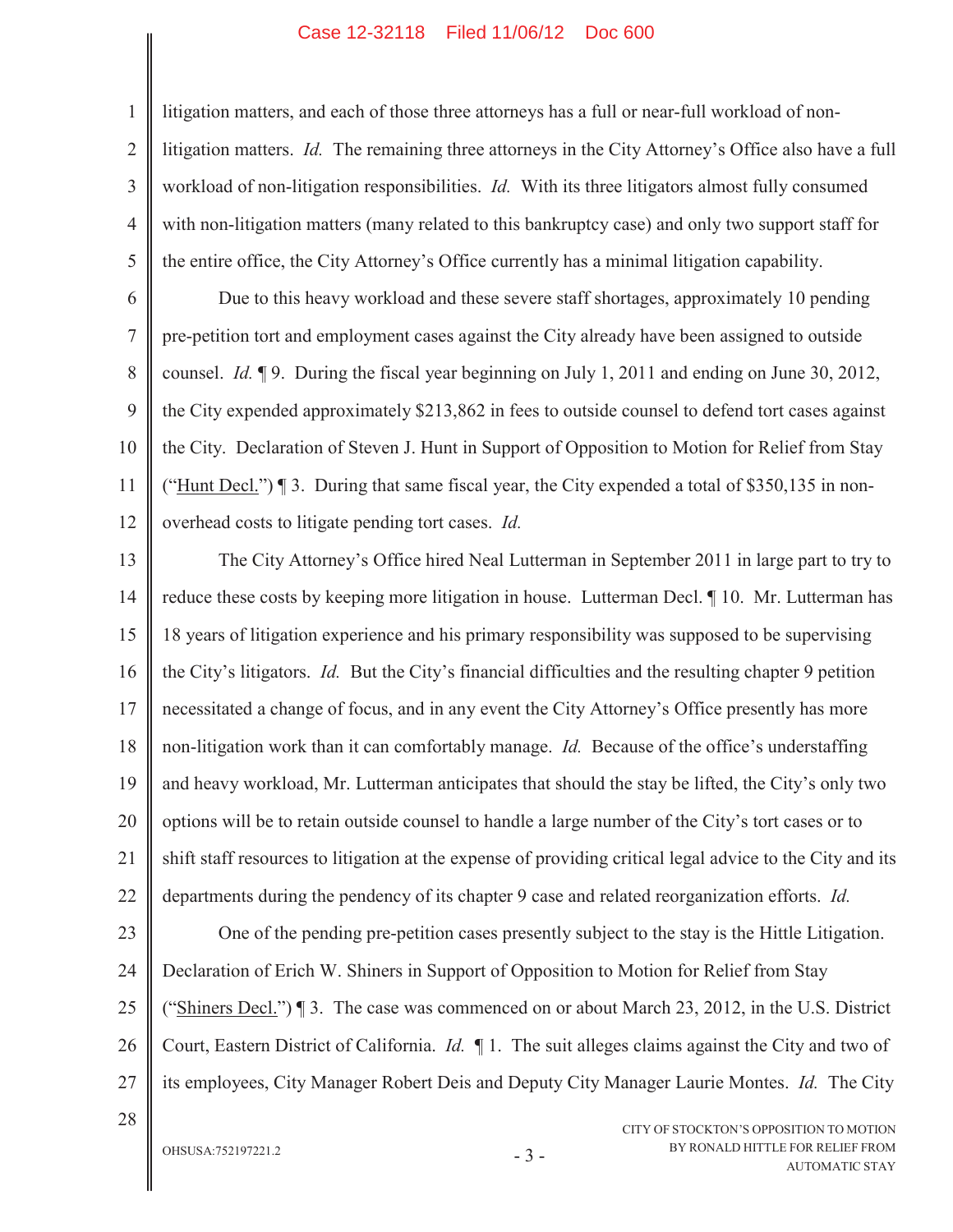litigation matters, and each of those three attorneys has a full or near-full workload of non-litigation matters. *Id.* The remaining three attorneys in the City Attorney's Office also have a full workload of non-litigation responsibilities. *Id.* With its three litigators almost fully consumed with non-litigation matters (many related to this bankruptcy case) and only two support staff for the entire office, the City Attorney's Office currently has a minimal litigation capability.

Due to this heavy workload and these severe staff shortages, approximately 10 pending pre-petition tort and employment cases against the City already have been assigned to outside counsel. *Id.* ¶ 9. During the fiscal year beginning on July 1, 2011 and ending on June 30, 2012, the City expended approximately $213,862 in fees to outside counsel to defend tort cases against the City. Declaration of Steven J. Hunt in Support of Opposition to Motion for Relief from Stay ("Hunt Decl.") ¶ 3. During that same fiscal year, the City expended a total of $350,135 in non-overhead costs to litigate pending tort cases. *Id.*

The City Attorney's Office hired Neal Lutterman in September 2011 in large part to try to reduce these costs by keeping more litigation in house. Lutterman Decl. ¶ 10. Mr. Lutterman has 18 years of litigation experience and his primary responsibility was supposed to be supervising the City's litigators. *Id.* But the City's financial difficulties and the resulting chapter 9 petition necessitated a change of focus, and in any event the City Attorney's Office presently has more non-litigation work than it can comfortably manage. *Id.* Because of the office's understaffing and heavy workload, Mr. Lutterman anticipates that should the stay be lifted, the City's only two options will be to retain outside counsel to handle a large number of the City's tort cases or to shift staff resources to litigation at the expense of providing critical legal advice to the City and its departments during the pendency of its chapter 9 case and related reorganization efforts. *Id.*

One of the pending pre-petition cases presently subject to the stay is the Hittle Litigation. Declaration of Erich W. Shiners in Support of Opposition to Motion for Relief from Stay ("Shiners Decl.") ¶ 3. The case was commenced on or about March 23, 2012, in the U.S. District Court, Eastern District of California. *Id.* ¶ 1. The suit alleges claims against the City and two of its employees, City Manager Robert Deis and Deputy City Manager Laurie Montes. *Id.* The City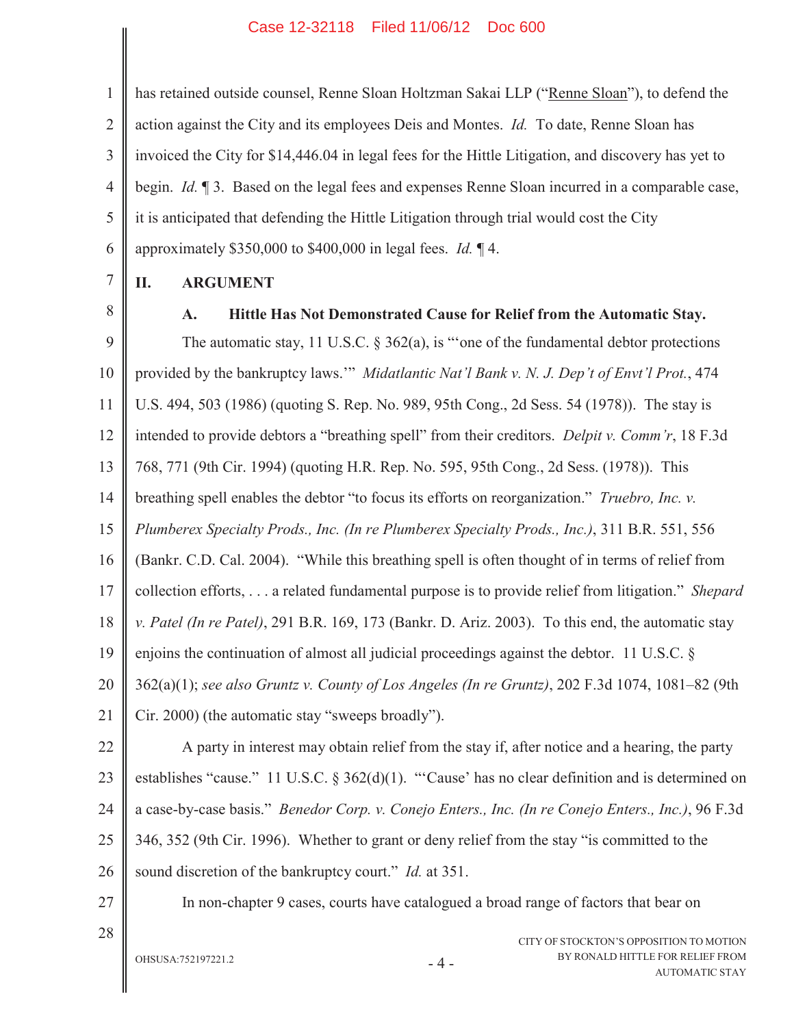has retained outside counsel, Renne Sloan Holtzman Sakai LLP ("Renne Sloan"), to defend the action against the City and its employees Deis and Montes. *Id.* To date, Renne Sloan has invoiced the City for $14,446.04 in legal fees for the Hittle Litigation, and discovery has yet to begin. *Id.* ¶ 3. Based on the legal fees and expenses Renne Sloan incurred in a comparable case, it is anticipated that defending the Hittle Litigation through trial would cost the City approximately $350,000 to $400,000 in legal fees. *Id.* ¶ 4.

## II. ARGUMENT

### A. Hittle Has Not Demonstrated Cause for Relief from the Automatic Stay.

The automatic stay, 11 U.S.C. § 362(a), is "'one of the fundamental debtor protections provided by the bankruptcy laws.'" *Midatlantic Nat'l Bank v. N. J. Dep't of Envt'l Prot.*, 474 U.S. 494, 503 (1986) (quoting S. Rep. No. 989, 95th Cong., 2d Sess. 54 (1978)). The stay is intended to provide debtors a "breathing spell" from their creditors. *Delpit v. Comm'r*, 18 F.3d 768, 771 (9th Cir. 1994) (quoting H.R. Rep. No. 595, 95th Cong., 2d Sess. (1978)). This breathing spell enables the debtor "to focus its efforts on reorganization." *Truebro, Inc. v. Plumberex Specialty Prods., Inc. (In re Plumberex Specialty Prods., Inc.)*, 311 B.R. 551, 556 (Bankr. C.D. Cal. 2004). "While this breathing spell is often thought of in terms of relief from collection efforts, . . . a related fundamental purpose is to provide relief from litigation." *Shepard v. Patel (In re Patel)*, 291 B.R. 169, 173 (Bankr. D. Ariz. 2003). To this end, the automatic stay enjoins the continuation of almost all judicial proceedings against the debtor. 11 U.S.C. § 362(a)(1); *see also Gruntz v. County of Los Angeles (In re Gruntz)*, 202 F.3d 1074, 1081–82 (9th Cir. 2000) (the automatic stay "sweeps broadly").

A party in interest may obtain relief from the stay if, after notice and a hearing, the party establishes "cause." 11 U.S.C. § 362(d)(1). "'Cause' has no clear definition and is determined on a case-by-case basis." *Benedor Corp. v. Conejo Enters., Inc. (In re Conejo Enters., Inc.)*, 96 F.3d 346, 352 (9th Cir. 1996). Whether to grant or deny relief from the stay "is committed to the sound discretion of the bankruptcy court." *Id.* at 351.

In non-chapter 9 cases, courts have catalogued a broad range of factors that bear on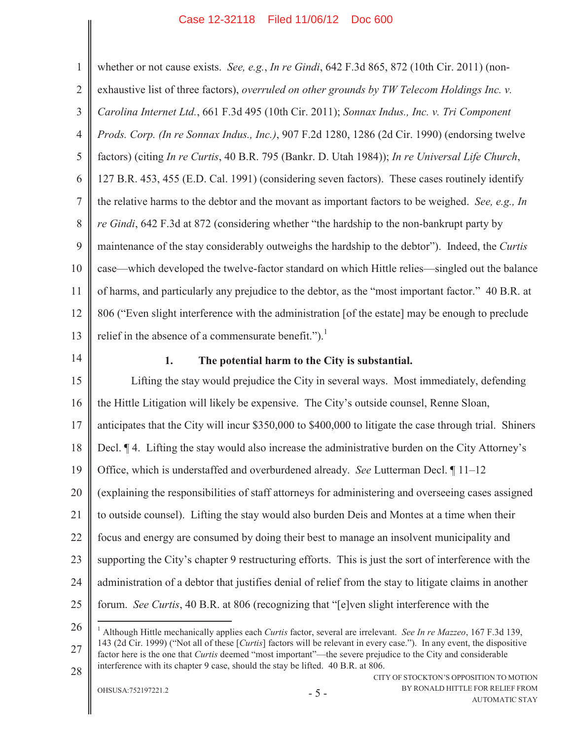whether or not cause exists. *See, e.g.*, *In re Gindi*, 642 F.3d 865, 872 (10th Cir. 2011) (non-exhaustive list of three factors), *overruled on other grounds by TW Telecom Holdings Inc. v. Carolina Internet Ltd.*, 661 F.3d 495 (10th Cir. 2011); *Sonnax Indus., Inc. v. Tri Component Prods. Corp. (In re Sonnax Indus., Inc.)*, 907 F.2d 1280, 1286 (2d Cir. 1990) (endorsing twelve factors) (citing *In re Curtis*, 40 B.R. 795 (Bankr. D. Utah 1984)); *In re Universal Life Church*, 127 B.R. 453, 455 (E.D. Cal. 1991) (considering seven factors). These cases routinely identify the relative harms to the debtor and the movant as important factors to be weighed. *See, e.g., In re Gindi*, 642 F.3d at 872 (considering whether "the hardship to the non-bankrupt party by maintenance of the stay considerably outweighs the hardship to the debtor"). Indeed, the *Curtis* case—which developed the twelve-factor standard on which Hittle relies—singled out the balance of harms, and particularly any prejudice to the debtor, as the "most important factor." 40 B.R. at 806 ("Even slight interference with the administration [of the estate] may be enough to preclude relief in the absence of a commensurate benefit.").[1]

### 1. The potential harm to the City is substantial.

Lifting the stay would prejudice the City in several ways. Most immediately, defending the Hittle Litigation will likely be expensive. The City's outside counsel, Renne Sloan, anticipates that the City will incur $350,000 to $400,000 to litigate the case through trial. Shiners Decl. ¶ 4. Lifting the stay would also increase the administrative burden on the City Attorney's Office, which is understaffed and overburdened already. *See* Lutterman Decl. ¶ 11–12 (explaining the responsibilities of staff attorneys for administering and overseeing cases assigned to outside counsel). Lifting the stay would also burden Deis and Montes at a time when their focus and energy are consumed by doing their best to manage an insolvent municipality and supporting the City's chapter 9 restructuring efforts. This is just the sort of interference with the administration of a debtor that justifies denial of relief from the stay to litigate claims in another forum. *See Curtis*, 40 B.R. at 806 (recognizing that "[e]ven slight interference with the

---

[1] Although Hittle mechanically applies each *Curtis* factor, several are irrelevant. *See In re Mazzeo*, 167 F.3d 139, 143 (2d Cir. 1999) ("Not all of these [*Curtis*] factors will be relevant in every case."). In any event, the dispositive factor here is the one that *Curtis* deemed "most important"—the severe prejudice to the City and considerable interference with its chapter 9 case, should the stay be lifted. 40 B.R. at 806.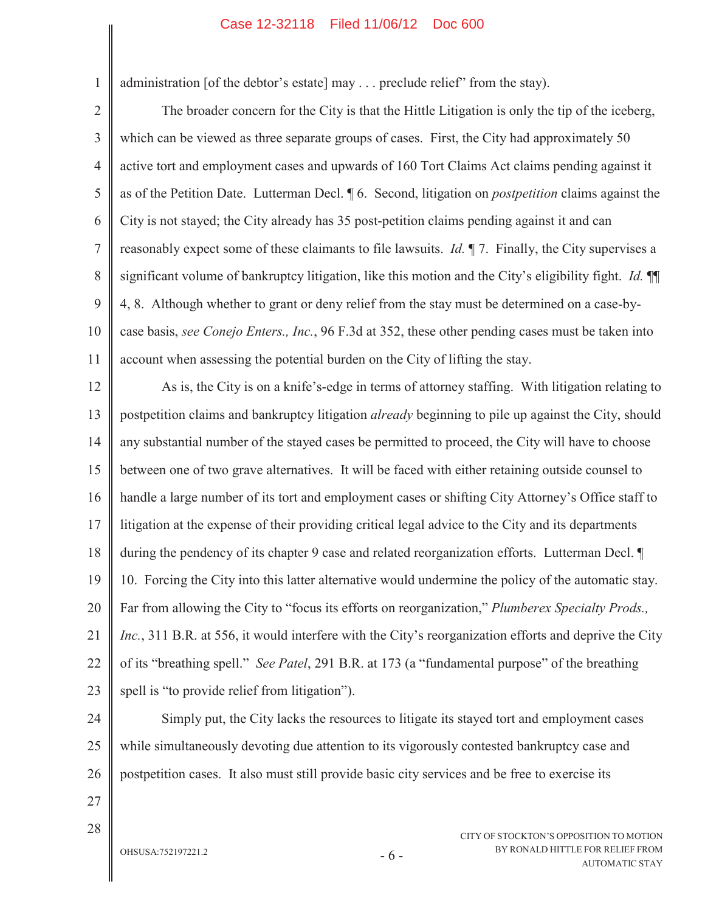administration [of the debtor's estate] may . . . preclude relief" from the stay).

The broader concern for the City is that the Hittle Litigation is only the tip of the iceberg, which can be viewed as three separate groups of cases. First, the City had approximately 50 active tort and employment cases and upwards of 160 Tort Claims Act claims pending against it as of the Petition Date. Lutterman Decl. ¶ 6. Second, litigation on *postpetition* claims against the City is not stayed; the City already has 35 post-petition claims pending against it and can reasonably expect some of these claimants to file lawsuits. *Id.* ¶ 7. Finally, the City supervises a significant volume of bankruptcy litigation, like this motion and the City's eligibility fight. *Id.* ¶¶ 4, 8. Although whether to grant or deny relief from the stay must be determined on a case-by-case basis, *see Conejo Enters., Inc.*, 96 F.3d at 352, these other pending cases must be taken into account when assessing the potential burden on the City of lifting the stay.

As is, the City is on a knife's-edge in terms of attorney staffing. With litigation relating to postpetition claims and bankruptcy litigation *already* beginning to pile up against the City, should any substantial number of the stayed cases be permitted to proceed, the City will have to choose between one of two grave alternatives. It will be faced with either retaining outside counsel to handle a large number of its tort and employment cases or shifting City Attorney's Office staff to litigation at the expense of their providing critical legal advice to the City and its departments during the pendency of its chapter 9 case and related reorganization efforts. Lutterman Decl. ¶ 10. Forcing the City into this latter alternative would undermine the policy of the automatic stay. Far from allowing the City to "focus its efforts on reorganization," *Plumberex Specialty Prods., Inc.*, 311 B.R. at 556, it would interfere with the City's reorganization efforts and deprive the City of its "breathing spell." *See Patel*, 291 B.R. at 173 (a "fundamental purpose" of the breathing spell is "to provide relief from litigation").

Simply put, the City lacks the resources to litigate its stayed tort and employment cases while simultaneously devoting due attention to its vigorously contested bankruptcy case and postpetition cases. It also must still provide basic city services and be free to exercise its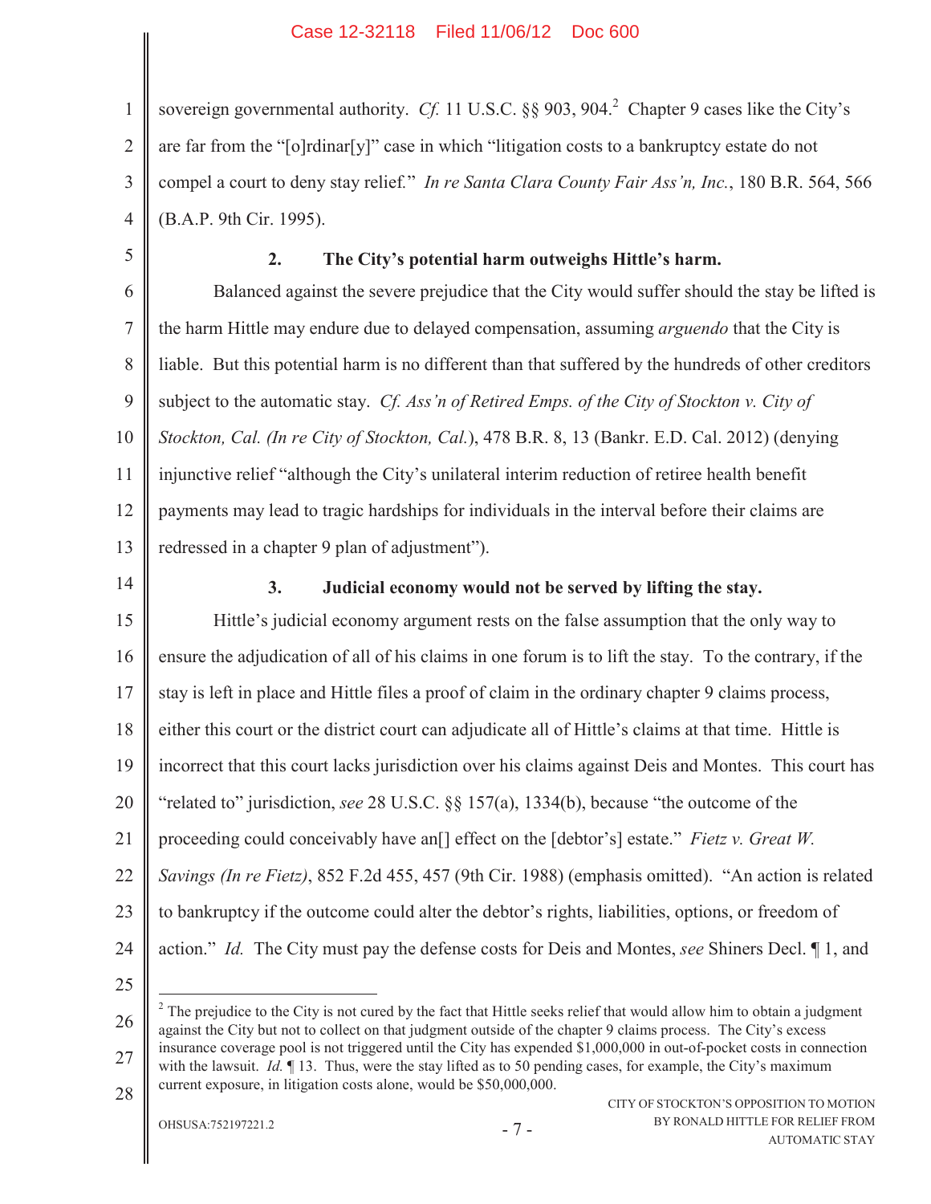sovereign governmental authority. *Cf.* 11 U.S.C. §§ 903, 904.[2] Chapter 9 cases like the City's are far from the "[o]rdinar[y]" case in which "litigation costs to a bankruptcy estate do not compel a court to deny stay relief." *In re Santa Clara County Fair Ass'n, Inc.*, 180 B.R. 564, 566 (B.A.P. 9th Cir. 1995).

### 2. The City's potential harm outweighs Hittle's harm.

Balanced against the severe prejudice that the City would suffer should the stay be lifted is the harm Hittle may endure due to delayed compensation, assuming *arguendo* that the City is liable. But this potential harm is no different than that suffered by the hundreds of other creditors subject to the automatic stay. *Cf. Ass'n of Retired Emps. of the City of Stockton v. City of Stockton, Cal. (In re City of Stockton, Cal.)*, 478 B.R. 8, 13 (Bankr. E.D. Cal. 2012) (denying injunctive relief "although the City's unilateral interim reduction of retiree health benefit payments may lead to tragic hardships for individuals in the interval before their claims are redressed in a chapter 9 plan of adjustment").

### 3. Judicial economy would not be served by lifting the stay.

Hittle's judicial economy argument rests on the false assumption that the only way to ensure the adjudication of all of his claims in one forum is to lift the stay. To the contrary, if the stay is left in place and Hittle files a proof of claim in the ordinary chapter 9 claims process, either this court or the district court can adjudicate all of Hittle's claims at that time. Hittle is incorrect that this court lacks jurisdiction over his claims against Deis and Montes. This court has "related to" jurisdiction, *see* 28 U.S.C. §§ 157(a), 1334(b), because "the outcome of the proceeding could conceivably have an[] effect on the [debtor's] estate." *Fietz v. Great W. Savings (In re Fietz)*, 852 F.2d 455, 457 (9th Cir. 1988) (emphasis omitted). "An action is related to bankruptcy if the outcome could alter the debtor's rights, liabilities, options, or freedom of action." *Id.* The City must pay the defense costs for Deis and Montes, *see* Shiners Decl. ¶ 1, and

---

[2] The prejudice to the City is not cured by the fact that Hittle seeks relief that would allow him to obtain a judgment against the City but not to collect on that judgment outside of the chapter 9 claims process. The City's excess insurance coverage pool is not triggered until the City has expended $1,000,000 in out-of-pocket costs in connection with the lawsuit. *Id.* ¶ 13. Thus, were the stay lifted as to 50 pending cases, for example, the City's maximum current exposure, in litigation costs alone, would be $50,000,000.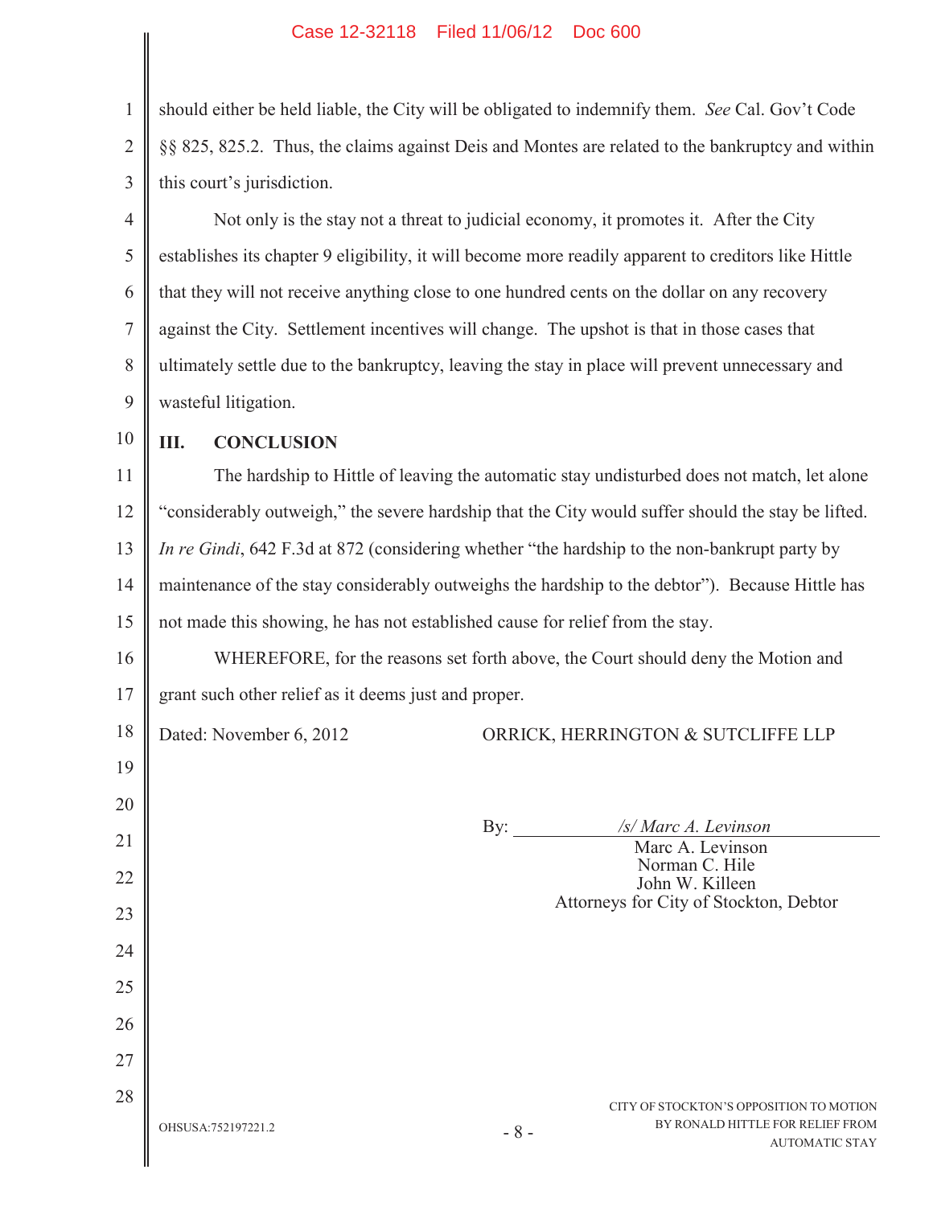should either be held liable, the City will be obligated to indemnify them. *See* Cal. Gov't Code §§ 825, 825.2. Thus, the claims against Deis and Montes are related to the bankruptcy and within this court's jurisdiction.

Not only is the stay not a threat to judicial economy, it promotes it. After the City establishes its chapter 9 eligibility, it will become more readily apparent to creditors like Hittle that they will not receive anything close to one hundred cents on the dollar on any recovery against the City. Settlement incentives will change. The upshot is that in those cases that ultimately settle due to the bankruptcy, leaving the stay in place will prevent unnecessary and wasteful litigation.

## III. CONCLUSION

The hardship to Hittle of leaving the automatic stay undisturbed does not match, let alone "considerably outweigh," the severe hardship that the City would suffer should the stay be lifted. *In re Gindi*, 642 F.3d at 872 (considering whether "the hardship to the non-bankrupt party by maintenance of the stay considerably outweighs the hardship to the debtor"). Because Hittle has not made this showing, he has not established cause for relief from the stay.

WHEREFORE, for the reasons set forth above, the Court should deny the Motion and grant such other relief as it deems just and proper.

Dated: November 6, 2012

ORRICK, HERRINGTON & SUTCLIFFE LLP

By: */s/ Marc A. Levinson*
Marc A. Levinson
Norman C. Hile
John W. Killeen
Attorneys for City of Stockton, Debtor

OHSUSA:752197221.2

CITY OF STOCKTON'S OPPOSITION TO MOTION BY RONALD HITTLE FOR RELIEF FROM AUTOMATIC STAY